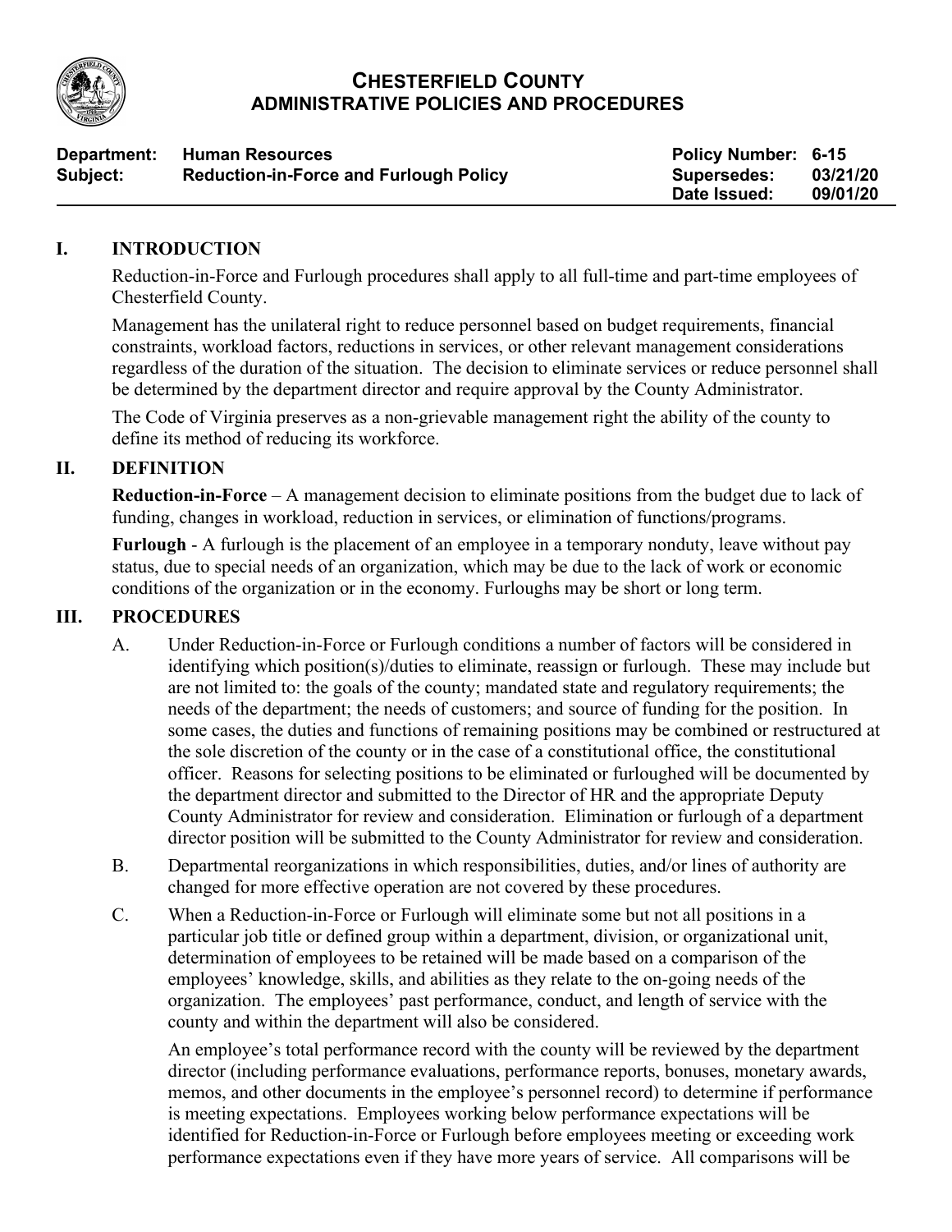# CHESTERFIELD COUNTY
## ADMINISTRATIVE POLICIES AND PROCEDURES

| | | | |
|---|---|---|---|
| **Department:** | **Human Resources** | **Policy Number:** | **6-15** |
| **Subject:** | **Reduction-in-Force and Furlough Policy** | **Supersedes:** | **03/21/20** |
| | | **Date Issued:** | **09/01/20** |

## I. INTRODUCTION

Reduction-in-Force and Furlough procedures shall apply to all full-time and part-time employees of Chesterfield County.

Management has the unilateral right to reduce personnel based on budget requirements, financial constraints, workload factors, reductions in services, or other relevant management considerations regardless of the duration of the situation. The decision to eliminate services or reduce personnel shall be determined by the department director and require approval by the County Administrator.

The Code of Virginia preserves as a non-grievable management right the ability of the county to define its method of reducing its workforce.

## II. DEFINITION

**Reduction-in-Force** – A management decision to eliminate positions from the budget due to lack of funding, changes in workload, reduction in services, or elimination of functions/programs.

**Furlough** - A furlough is the placement of an employee in a temporary nonduty, leave without pay status, due to special needs of an organization, which may be due to the lack of work or economic conditions of the organization or in the economy. Furloughs may be short or long term.

## III. PROCEDURES

A. Under Reduction-in-Force or Furlough conditions a number of factors will be considered in identifying which position(s)/duties to eliminate, reassign or furlough. These may include but are not limited to: the goals of the county; mandated state and regulatory requirements; the needs of the department; the needs of customers; and source of funding for the position. In some cases, the duties and functions of remaining positions may be combined or restructured at the sole discretion of the county or in the case of a constitutional office, the constitutional officer. Reasons for selecting positions to be eliminated or furloughed will be documented by the department director and submitted to the Director of HR and the appropriate Deputy County Administrator for review and consideration. Elimination or furlough of a department director position will be submitted to the County Administrator for review and consideration.

B. Departmental reorganizations in which responsibilities, duties, and/or lines of authority are changed for more effective operation are not covered by these procedures.

C. When a Reduction-in-Force or Furlough will eliminate some but not all positions in a particular job title or defined group within a department, division, or organizational unit, determination of employees to be retained will be made based on a comparison of the employees' knowledge, skills, and abilities as they relate to the on-going needs of the organization. The employees' past performance, conduct, and length of service with the county and within the department will also be considered.

   An employee's total performance record with the county will be reviewed by the department director (including performance evaluations, performance reports, bonuses, monetary awards, memos, and other documents in the employee's personnel record) to determine if performance is meeting expectations. Employees working below performance expectations will be identified for Reduction-in-Force or Furlough before employees meeting or exceeding work performance expectations even if they have more years of service. All comparisons will be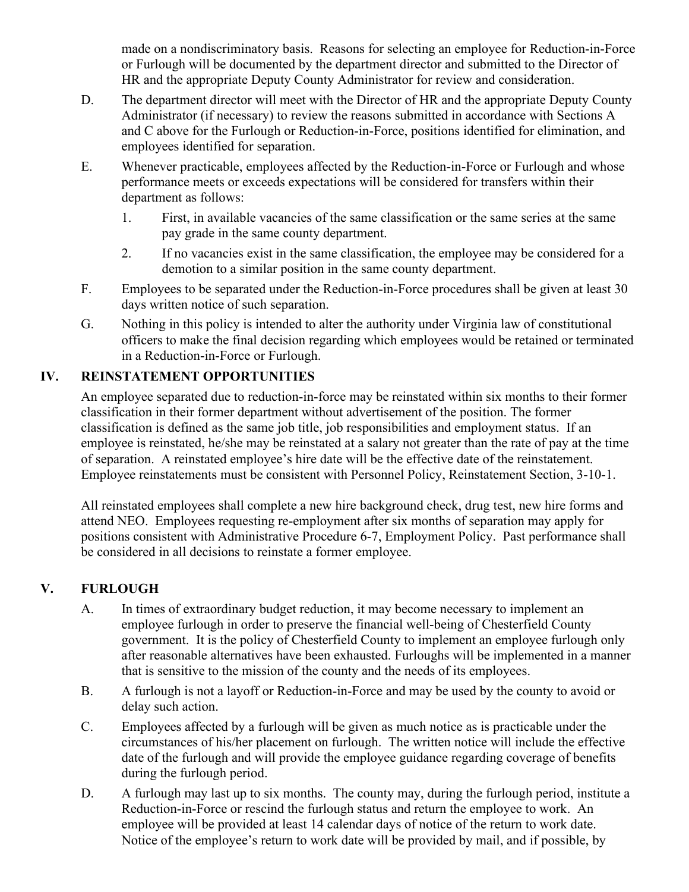made on a nondiscriminatory basis. Reasons for selecting an employee for Reduction-in-Force or Furlough will be documented by the department director and submitted to the Director of HR and the appropriate Deputy County Administrator for review and consideration.

D. The department director will meet with the Director of HR and the appropriate Deputy County Administrator (if necessary) to review the reasons submitted in accordance with Sections A and C above for the Furlough or Reduction-in-Force, positions identified for elimination, and employees identified for separation.

E. Whenever practicable, employees affected by the Reduction-in-Force or Furlough and whose performance meets or exceeds expectations will be considered for transfers within their department as follows:

   1. First, in available vacancies of the same classification or the same series at the same pay grade in the same county department.
   2. If no vacancies exist in the same classification, the employee may be considered for a demotion to a similar position in the same county department.

F. Employees to be separated under the Reduction-in-Force procedures shall be given at least 30 days written notice of such separation.

G. Nothing in this policy is intended to alter the authority under Virginia law of constitutional officers to make the final decision regarding which employees would be retained or terminated in a Reduction-in-Force or Furlough.

## IV. REINSTATEMENT OPPORTUNITIES

An employee separated due to reduction-in-force may be reinstated within six months to their former classification in their former department without advertisement of the position. The former classification is defined as the same job title, job responsibilities and employment status. If an employee is reinstated, he/she may be reinstated at a salary not greater than the rate of pay at the time of separation. A reinstated employee's hire date will be the effective date of the reinstatement. Employee reinstatements must be consistent with Personnel Policy, Reinstatement Section, 3-10-1.

All reinstated employees shall complete a new hire background check, drug test, new hire forms and attend NEO. Employees requesting re-employment after six months of separation may apply for positions consistent with Administrative Procedure 6-7, Employment Policy. Past performance shall be considered in all decisions to reinstate a former employee.

## V. FURLOUGH

A. In times of extraordinary budget reduction, it may become necessary to implement an employee furlough in order to preserve the financial well-being of Chesterfield County government. It is the policy of Chesterfield County to implement an employee furlough only after reasonable alternatives have been exhausted. Furloughs will be implemented in a manner that is sensitive to the mission of the county and the needs of its employees.

B. A furlough is not a layoff or Reduction-in-Force and may be used by the county to avoid or delay such action.

C. Employees affected by a furlough will be given as much notice as is practicable under the circumstances of his/her placement on furlough. The written notice will include the effective date of the furlough and will provide the employee guidance regarding coverage of benefits during the furlough period.

D. A furlough may last up to six months. The county may, during the furlough period, institute a Reduction-in-Force or rescind the furlough status and return the employee to work. An employee will be provided at least 14 calendar days of notice of the return to work date. Notice of the employee's return to work date will be provided by mail, and if possible, by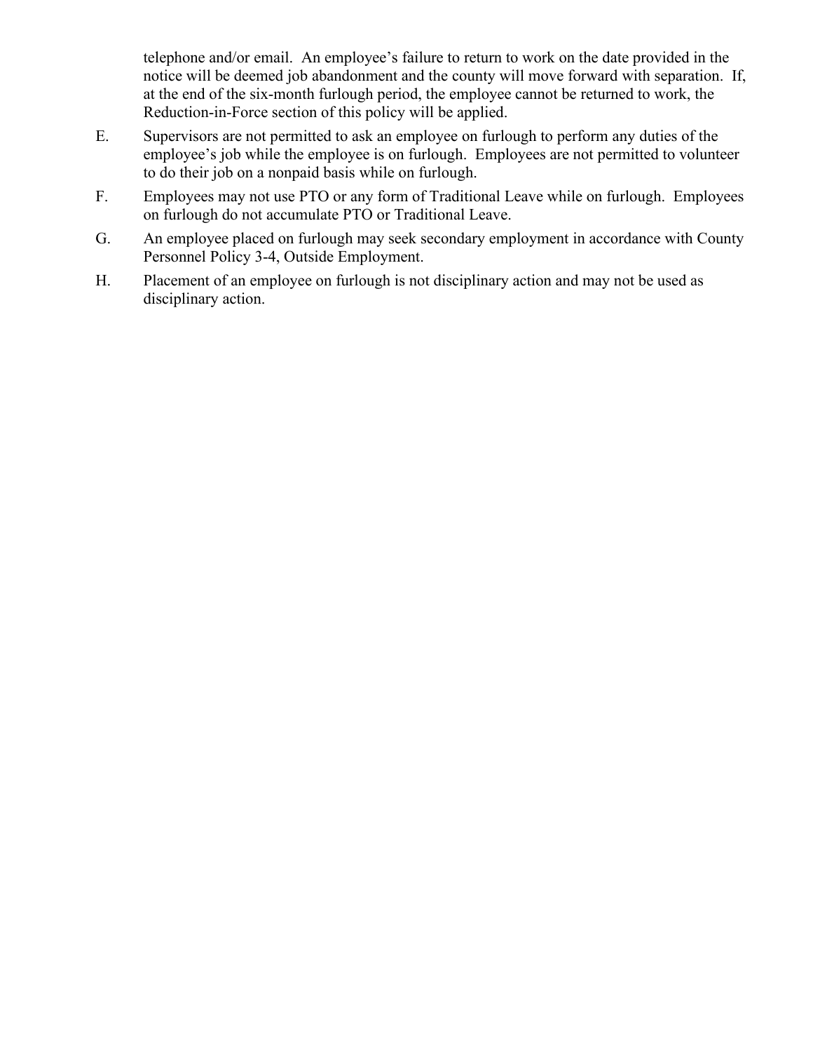telephone and/or email. An employee's failure to return to work on the date provided in the notice will be deemed job abandonment and the county will move forward with separation. If, at the end of the six-month furlough period, the employee cannot be returned to work, the Reduction-in-Force section of this policy will be applied.

E. Supervisors are not permitted to ask an employee on furlough to perform any duties of the employee's job while the employee is on furlough. Employees are not permitted to volunteer to do their job on a nonpaid basis while on furlough.

F. Employees may not use PTO or any form of Traditional Leave while on furlough. Employees on furlough do not accumulate PTO or Traditional Leave.

G. An employee placed on furlough may seek secondary employment in accordance with County Personnel Policy 3-4, Outside Employment.

H. Placement of an employee on furlough is not disciplinary action and may not be used as disciplinary action.